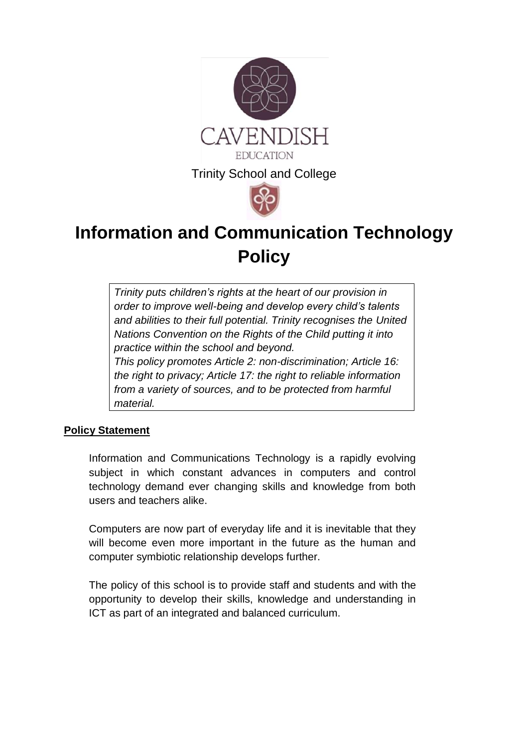CAVENDISH

EDUCATION

Trinity School and College

# Information and Communication Technology Policy

*Trinity puts children's rights at the heart of our provision in order to improve well-being and develop every child's talents and abilities to their full potential. Trinity recognises the United Nations Convention on the Rights of the Child putting it into practice within the school and beyond.*
*This policy promotes Article 2: non-discrimination; Article 16: the right to privacy; Article 17: the right to reliable information from a variety of sources, and to be protected from harmful material.*

## Policy Statement

Information and Communications Technology is a rapidly evolving subject in which constant advances in computers and control technology demand ever changing skills and knowledge from both users and teachers alike.

Computers are now part of everyday life and it is inevitable that they will become even more important in the future as the human and computer symbiotic relationship develops further.

The policy of this school is to provide staff and students and with the opportunity to develop their skills, knowledge and understanding in ICT as part of an integrated and balanced curriculum.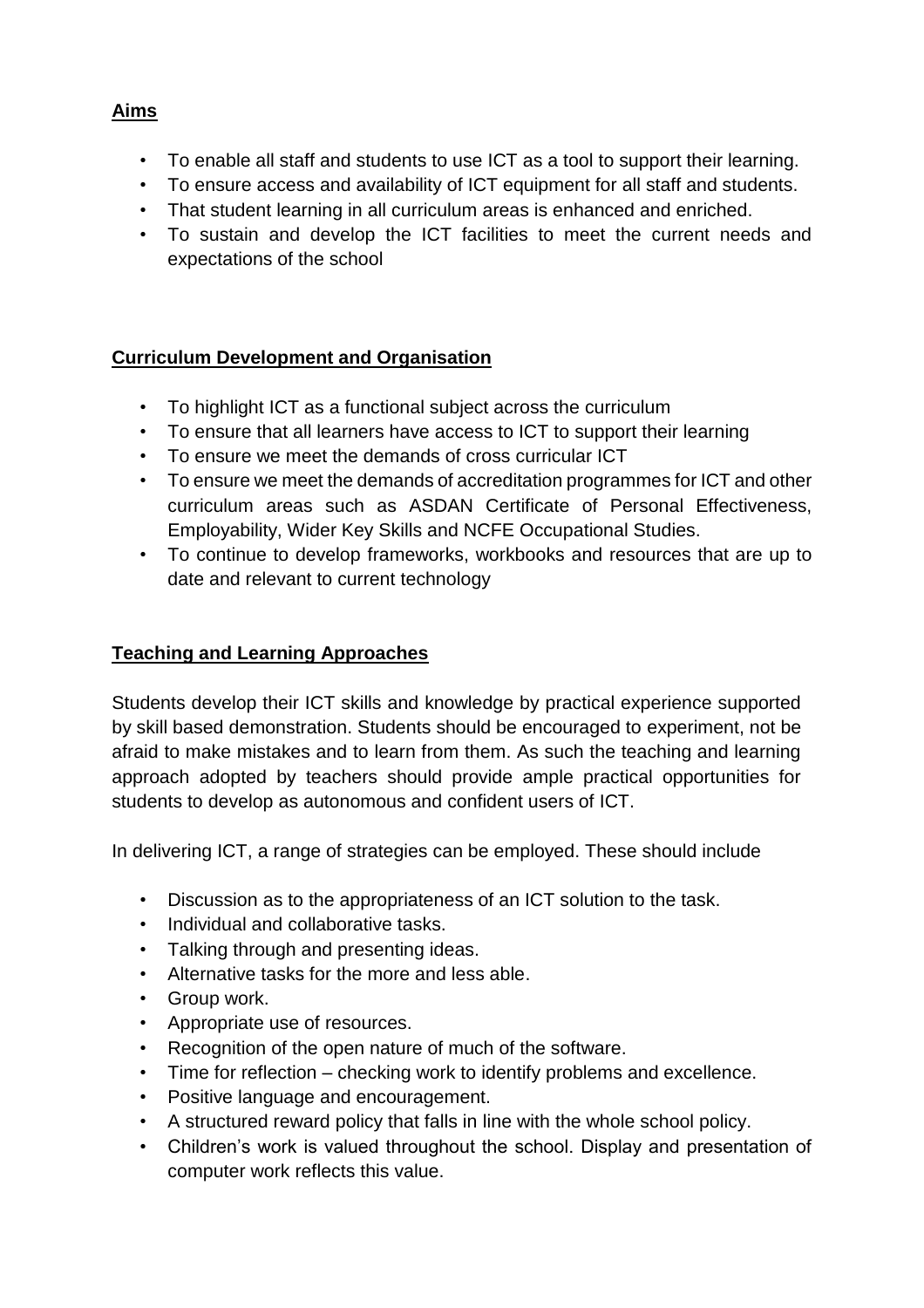## Aims

- To enable all staff and students to use ICT as a tool to support their learning.
- To ensure access and availability of ICT equipment for all staff and students.
- That student learning in all curriculum areas is enhanced and enriched.
- To sustain and develop the ICT facilities to meet the current needs and expectations of the school

## Curriculum Development and Organisation

- To highlight ICT as a functional subject across the curriculum
- To ensure that all learners have access to ICT to support their learning
- To ensure we meet the demands of cross curricular ICT
- To ensure we meet the demands of accreditation programmes for ICT and other curriculum areas such as ASDAN Certificate of Personal Effectiveness, Employability, Wider Key Skills and NCFE Occupational Studies.
- To continue to develop frameworks, workbooks and resources that are up to date and relevant to current technology

## Teaching and Learning Approaches

Students develop their ICT skills and knowledge by practical experience supported by skill based demonstration. Students should be encouraged to experiment, not be afraid to make mistakes and to learn from them. As such the teaching and learning approach adopted by teachers should provide ample practical opportunities for students to develop as autonomous and confident users of ICT.

In delivering ICT, a range of strategies can be employed. These should include

- Discussion as to the appropriateness of an ICT solution to the task.
- Individual and collaborative tasks.
- Talking through and presenting ideas.
- Alternative tasks for the more and less able.
- Group work.
- Appropriate use of resources.
- Recognition of the open nature of much of the software.
- Time for reflection – checking work to identify problems and excellence.
- Positive language and encouragement.
- A structured reward policy that falls in line with the whole school policy.
- Children's work is valued throughout the school. Display and presentation of computer work reflects this value.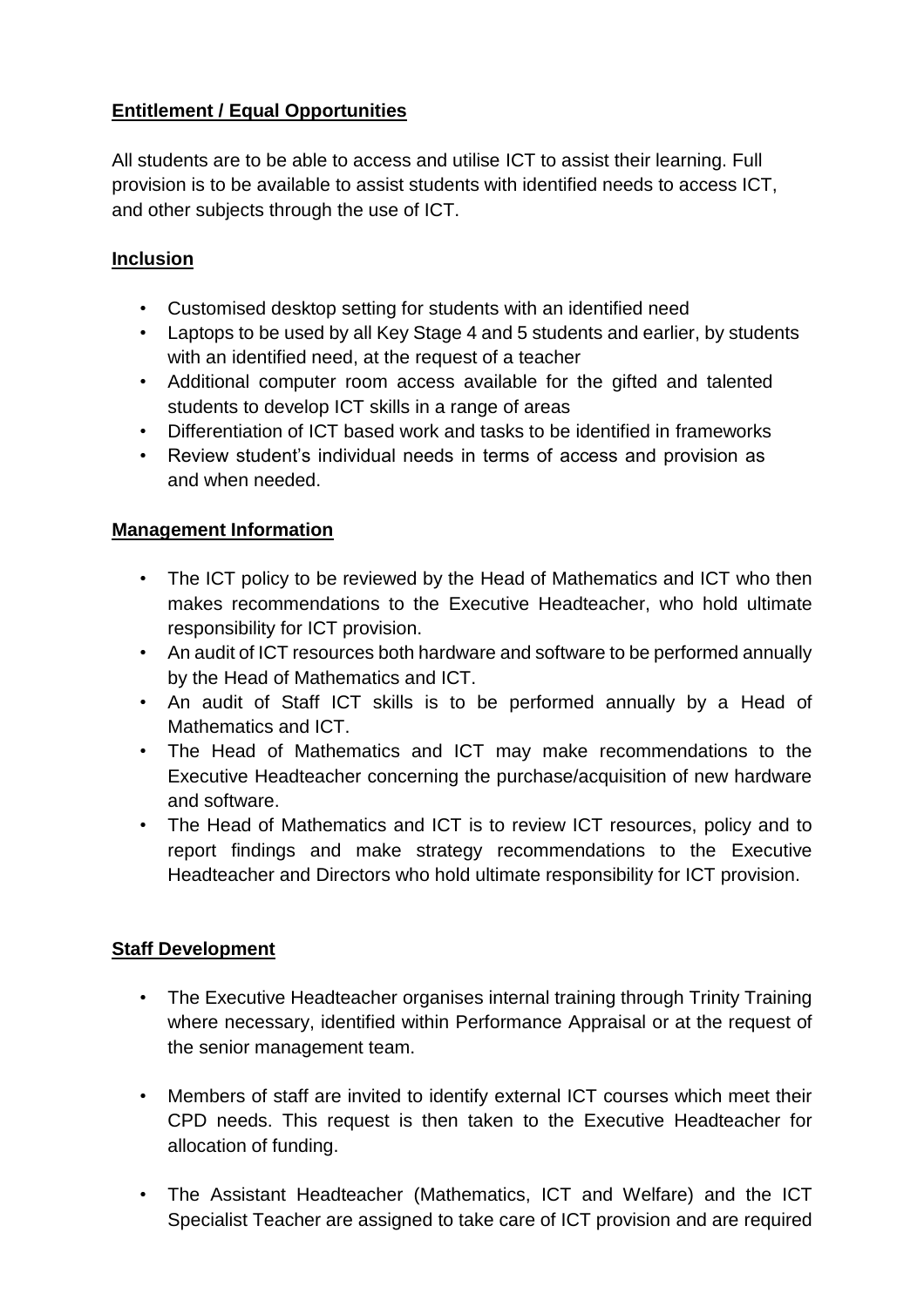**Entitlement / Equal Opportunities**

All students are to be able to access and utilise ICT to assist their learning. Full provision is to be available to assist students with identified needs to access ICT, and other subjects through the use of ICT.

**Inclusion**

- Customised desktop setting for students with an identified need
- Laptops to be used by all Key Stage 4 and 5 students and earlier, by students with an identified need, at the request of a teacher
- Additional computer room access available for the gifted and talented students to develop ICT skills in a range of areas
- Differentiation of ICT based work and tasks to be identified in frameworks
- Review student's individual needs in terms of access and provision as and when needed.

**Management Information**

- The ICT policy to be reviewed by the Head of Mathematics and ICT who then makes recommendations to the Executive Headteacher, who hold ultimate responsibility for ICT provision.
- An audit of ICT resources both hardware and software to be performed annually by the Head of Mathematics and ICT.
- An audit of Staff ICT skills is to be performed annually by a Head of Mathematics and ICT.
- The Head of Mathematics and ICT may make recommendations to the Executive Headteacher concerning the purchase/acquisition of new hardware and software.
- The Head of Mathematics and ICT is to review ICT resources, policy and to report findings and make strategy recommendations to the Executive Headteacher and Directors who hold ultimate responsibility for ICT provision.

**Staff Development**

- The Executive Headteacher organises internal training through Trinity Training where necessary, identified within Performance Appraisal or at the request of the senior management team.

- Members of staff are invited to identify external ICT courses which meet their CPD needs. This request is then taken to the Executive Headteacher for allocation of funding.

- The Assistant Headteacher (Mathematics, ICT and Welfare) and the ICT Specialist Teacher are assigned to take care of ICT provision and are required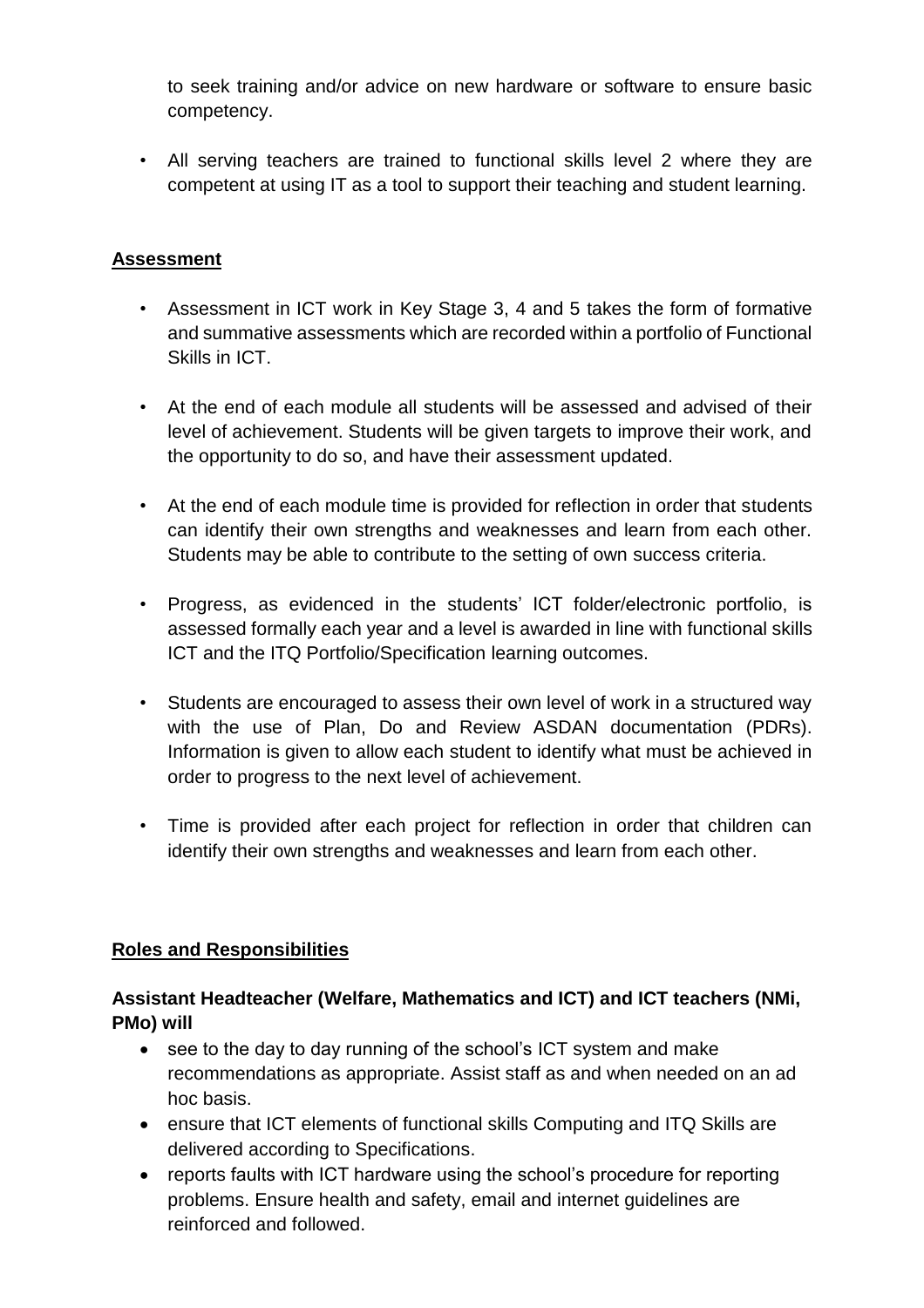to seek training and/or advice on new hardware or software to ensure basic competency.

- All serving teachers are trained to functional skills level 2 where they are competent at using IT as a tool to support their teaching and student learning.

## Assessment

- Assessment in ICT work in Key Stage 3, 4 and 5 takes the form of formative and summative assessments which are recorded within a portfolio of Functional Skills in ICT.
- At the end of each module all students will be assessed and advised of their level of achievement. Students will be given targets to improve their work, and the opportunity to do so, and have their assessment updated.
- At the end of each module time is provided for reflection in order that students can identify their own strengths and weaknesses and learn from each other. Students may be able to contribute to the setting of own success criteria.
- Progress, as evidenced in the students' ICT folder/electronic portfolio, is assessed formally each year and a level is awarded in line with functional skills ICT and the ITQ Portfolio/Specification learning outcomes.
- Students are encouraged to assess their own level of work in a structured way with the use of Plan, Do and Review ASDAN documentation (PDRs). Information is given to allow each student to identify what must be achieved in order to progress to the next level of achievement.
- Time is provided after each project for reflection in order that children can identify their own strengths and weaknesses and learn from each other.

## Roles and Responsibilities

### Assistant Headteacher (Welfare, Mathematics and ICT) and ICT teachers (NMi, PMo) will

- see to the day to day running of the school's ICT system and make recommendations as appropriate. Assist staff as and when needed on an ad hoc basis.
- ensure that ICT elements of functional skills Computing and ITQ Skills are delivered according to Specifications.
- reports faults with ICT hardware using the school's procedure for reporting problems. Ensure health and safety, email and internet guidelines are reinforced and followed.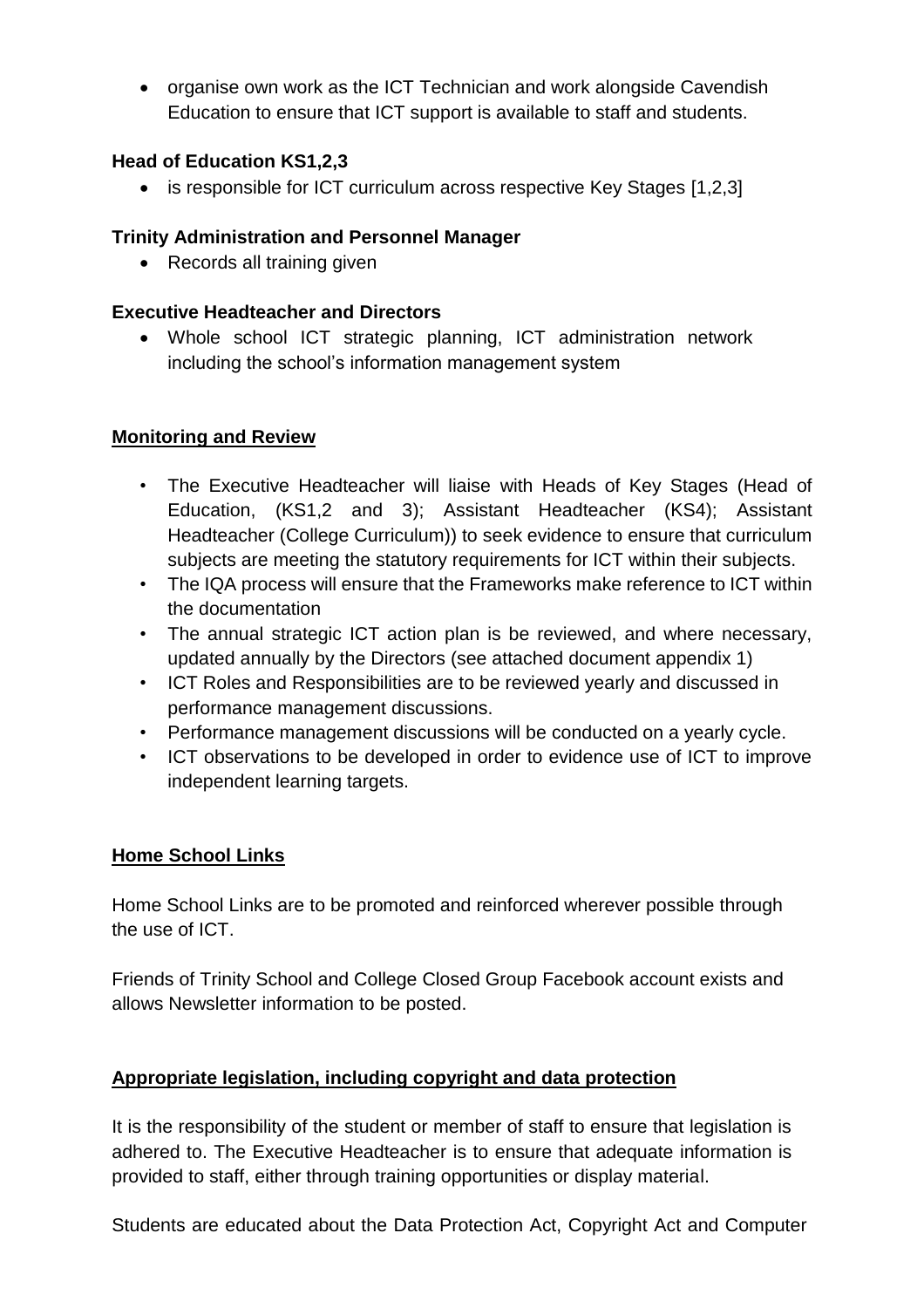- organise own work as the ICT Technician and work alongside Cavendish Education to ensure that ICT support is available to staff and students.

**Head of Education KS1,2,3**

- is responsible for ICT curriculum across respective Key Stages [1,2,3]

**Trinity Administration and Personnel Manager**

- Records all training given

**Executive Headteacher and Directors**

- Whole school ICT strategic planning, ICT administration network including the school's information management system

## Monitoring and Review

- The Executive Headteacher will liaise with Heads of Key Stages (Head of Education, (KS1,2 and 3); Assistant Headteacher (KS4); Assistant Headteacher (College Curriculum)) to seek evidence to ensure that curriculum subjects are meeting the statutory requirements for ICT within their subjects.
- The IQA process will ensure that the Frameworks make reference to ICT within the documentation
- The annual strategic ICT action plan is be reviewed, and where necessary, updated annually by the Directors (see attached document appendix 1)
- ICT Roles and Responsibilities are to be reviewed yearly and discussed in performance management discussions.
- Performance management discussions will be conducted on a yearly cycle.
- ICT observations to be developed in order to evidence use of ICT to improve independent learning targets.

## Home School Links

Home School Links are to be promoted and reinforced wherever possible through the use of ICT.

Friends of Trinity School and College Closed Group Facebook account exists and allows Newsletter information to be posted.

## Appropriate legislation, including copyright and data protection

It is the responsibility of the student or member of staff to ensure that legislation is adhered to. The Executive Headteacher is to ensure that adequate information is provided to staff, either through training opportunities or display material.

Students are educated about the Data Protection Act, Copyright Act and Computer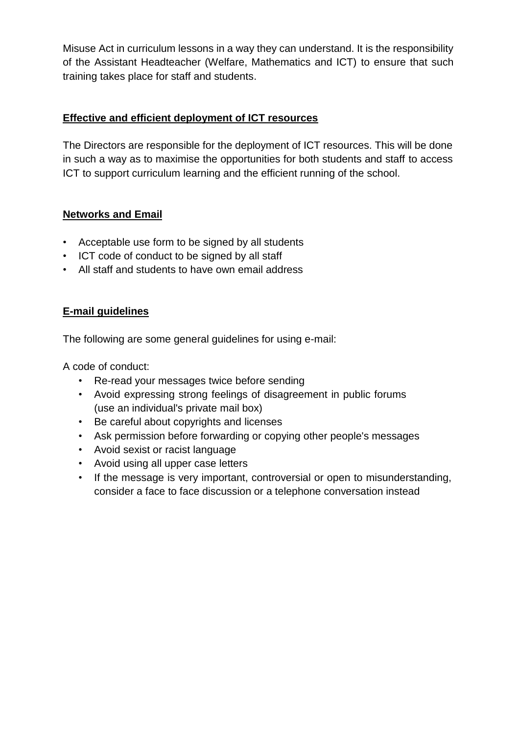Misuse Act in curriculum lessons in a way they can understand. It is the responsibility of the Assistant Headteacher (Welfare, Mathematics and ICT) to ensure that such training takes place for staff and students.

## Effective and efficient deployment of ICT resources

The Directors are responsible for the deployment of ICT resources. This will be done in such a way as to maximise the opportunities for both students and staff to access ICT to support curriculum learning and the efficient running of the school.

## Networks and Email

- Acceptable use form to be signed by all students
- ICT code of conduct to be signed by all staff
- All staff and students to have own email address

## E-mail guidelines

The following are some general guidelines for using e-mail:

A code of conduct:

- Re-read your messages twice before sending
- Avoid expressing strong feelings of disagreement in public forums (use an individual's private mail box)
- Be careful about copyrights and licenses
- Ask permission before forwarding or copying other people's messages
- Avoid sexist or racist language
- Avoid using all upper case letters
- If the message is very important, controversial or open to misunderstanding, consider a face to face discussion or a telephone conversation instead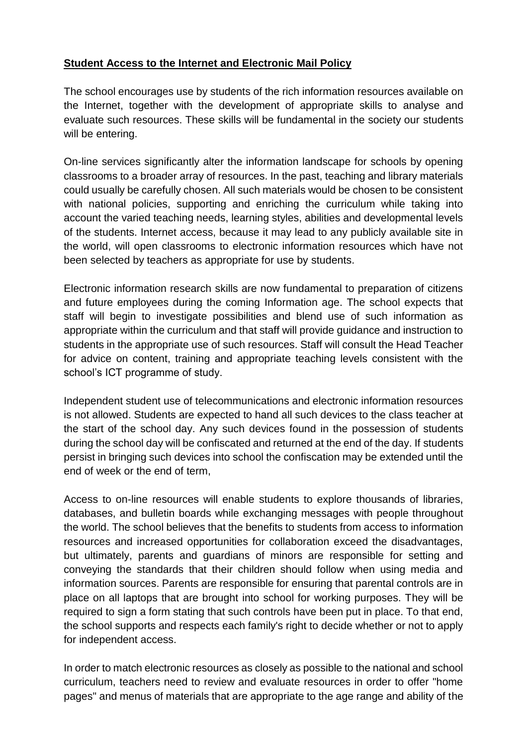**Student Access to the Internet and Electronic Mail Policy**

The school encourages use by students of the rich information resources available on the Internet, together with the development of appropriate skills to analyse and evaluate such resources. These skills will be fundamental in the society our students will be entering.

On-line services significantly alter the information landscape for schools by opening classrooms to a broader array of resources. In the past, teaching and library materials could usually be carefully chosen. All such materials would be chosen to be consistent with national policies, supporting and enriching the curriculum while taking into account the varied teaching needs, learning styles, abilities and developmental levels of the students. Internet access, because it may lead to any publicly available site in the world, will open classrooms to electronic information resources which have not been selected by teachers as appropriate for use by students.

Electronic information research skills are now fundamental to preparation of citizens and future employees during the coming Information age. The school expects that staff will begin to investigate possibilities and blend use of such information as appropriate within the curriculum and that staff will provide guidance and instruction to students in the appropriate use of such resources. Staff will consult the Head Teacher for advice on content, training and appropriate teaching levels consistent with the school's ICT programme of study.

Independent student use of telecommunications and electronic information resources is not allowed. Students are expected to hand all such devices to the class teacher at the start of the school day. Any such devices found in the possession of students during the school day will be confiscated and returned at the end of the day. If students persist in bringing such devices into school the confiscation may be extended until the end of week or the end of term,

Access to on-line resources will enable students to explore thousands of libraries, databases, and bulletin boards while exchanging messages with people throughout the world. The school believes that the benefits to students from access to information resources and increased opportunities for collaboration exceed the disadvantages, but ultimately, parents and guardians of minors are responsible for setting and conveying the standards that their children should follow when using media and information sources. Parents are responsible for ensuring that parental controls are in place on all laptops that are brought into school for working purposes. They will be required to sign a form stating that such controls have been put in place. To that end, the school supports and respects each family's right to decide whether or not to apply for independent access.

In order to match electronic resources as closely as possible to the national and school curriculum, teachers need to review and evaluate resources in order to offer "home pages" and menus of materials that are appropriate to the age range and ability of the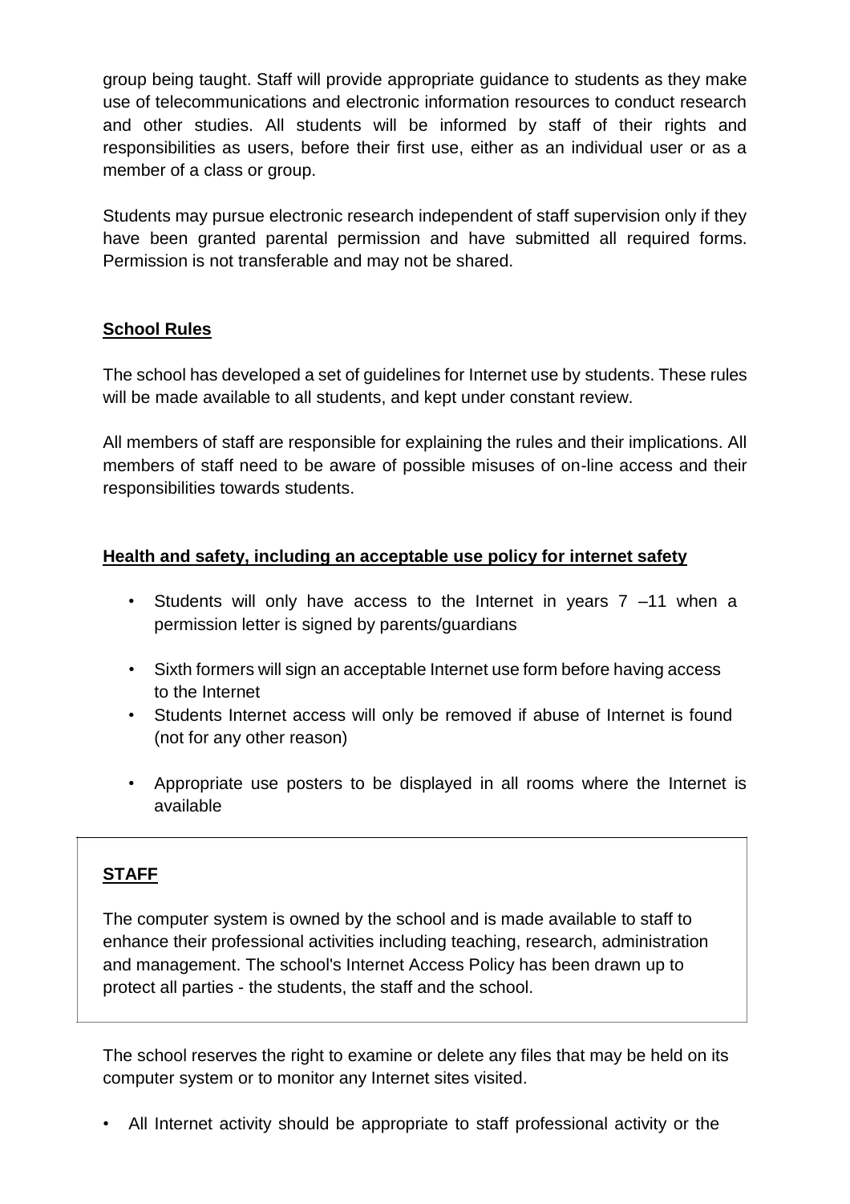group being taught. Staff will provide appropriate guidance to students as they make use of telecommunications and electronic information resources to conduct research and other studies. All students will be informed by staff of their rights and responsibilities as users, before their first use, either as an individual user or as a member of a class or group.

Students may pursue electronic research independent of staff supervision only if they have been granted parental permission and have submitted all required forms. Permission is not transferable and may not be shared.

## **School Rules**

The school has developed a set of guidelines for Internet use by students. These rules will be made available to all students, and kept under constant review.

All members of staff are responsible for explaining the rules and their implications. All members of staff need to be aware of possible misuses of on-line access and their responsibilities towards students.

## **Health and safety, including an acceptable use policy for internet safety**

- Students will only have access to the Internet in years 7 –11 when a permission letter is signed by parents/guardians
- Sixth formers will sign an acceptable Internet use form before having access to the Internet
- Students Internet access will only be removed if abuse of Internet is found (not for any other reason)
- Appropriate use posters to be displayed in all rooms where the Internet is available

## **STAFF**

The computer system is owned by the school and is made available to staff to enhance their professional activities including teaching, research, administration and management. The school's Internet Access Policy has been drawn up to protect all parties - the students, the staff and the school.

The school reserves the right to examine or delete any files that may be held on its computer system or to monitor any Internet sites visited.

- All Internet activity should be appropriate to staff professional activity or the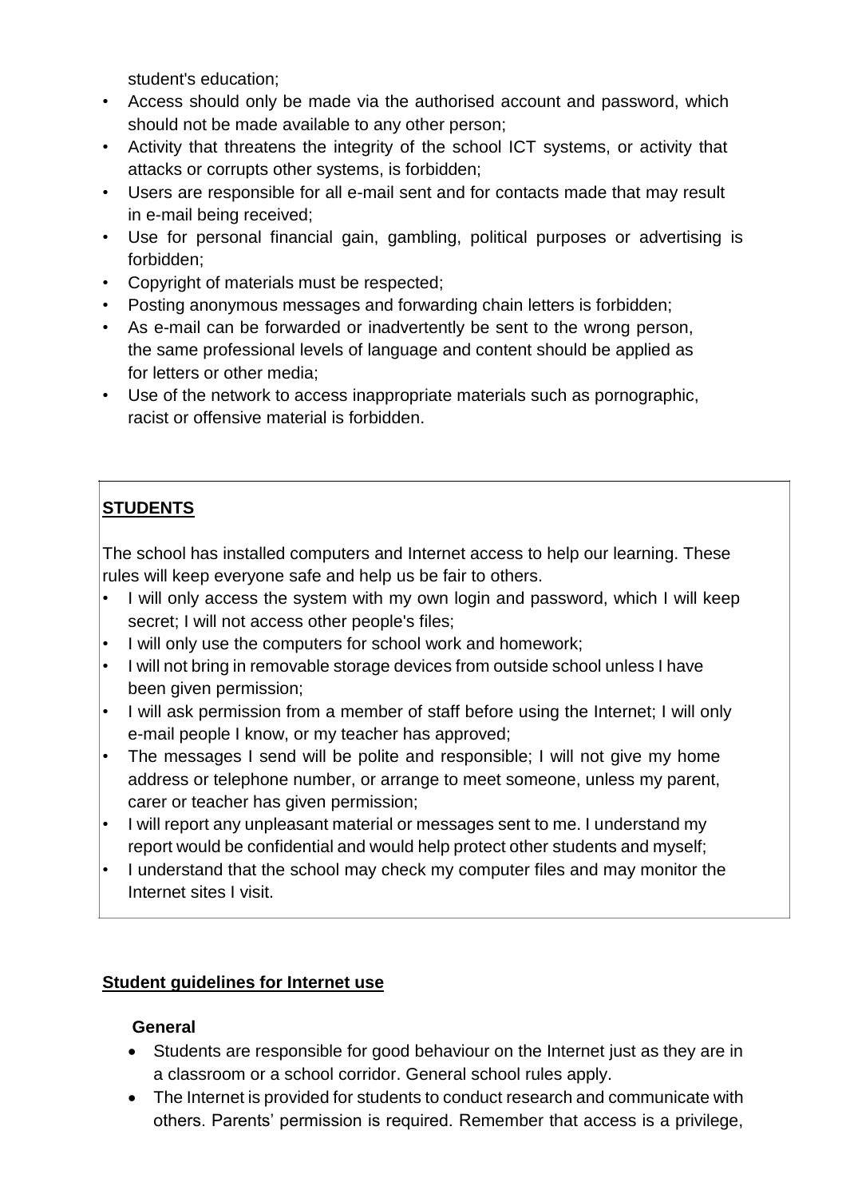student's education;

- Access should only be made via the authorised account and password, which should not be made available to any other person;
- Activity that threatens the integrity of the school ICT systems, or activity that attacks or corrupts other systems, is forbidden;
- Users are responsible for all e-mail sent and for contacts made that may result in e-mail being received;
- Use for personal financial gain, gambling, political purposes or advertising is forbidden;
- Copyright of materials must be respected;
- Posting anonymous messages and forwarding chain letters is forbidden;
- As e-mail can be forwarded or inadvertently be sent to the wrong person, the same professional levels of language and content should be applied as for letters or other media;
- Use of the network to access inappropriate materials such as pornographic, racist or offensive material is forbidden.

**STUDENTS**

The school has installed computers and Internet access to help our learning. These rules will keep everyone safe and help us be fair to others.

- I will only access the system with my own login and password, which I will keep secret; I will not access other people's files;
- I will only use the computers for school work and homework;
- I will not bring in removable storage devices from outside school unless I have been given permission;
- I will ask permission from a member of staff before using the Internet; I will only e-mail people I know, or my teacher has approved;
- The messages I send will be polite and responsible; I will not give my home address or telephone number, or arrange to meet someone, unless my parent, carer or teacher has given permission;
- I will report any unpleasant material or messages sent to me. I understand my report would be confidential and would help protect other students and myself;
- I understand that the school may check my computer files and may monitor the Internet sites I visit.

**Student guidelines for Internet use**

**General**

- Students are responsible for good behaviour on the Internet just as they are in a classroom or a school corridor. General school rules apply.
- The Internet is provided for students to conduct research and communicate with others. Parents' permission is required. Remember that access is a privilege,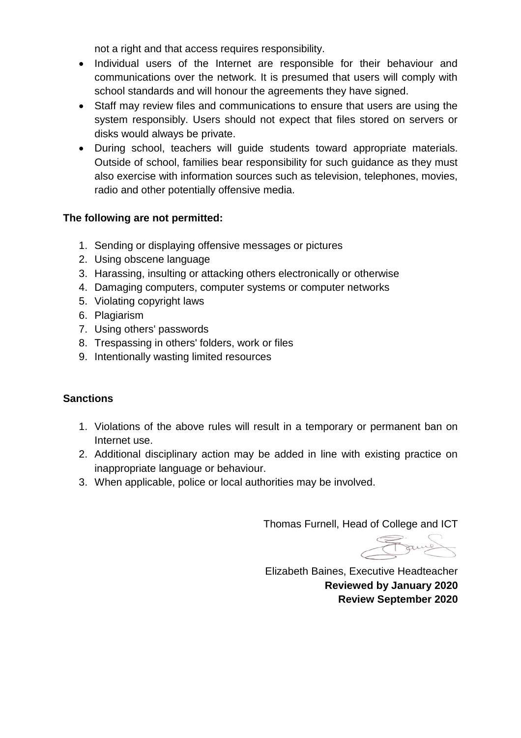not a right and that access requires responsibility.

- Individual users of the Internet are responsible for their behaviour and communications over the network. It is presumed that users will comply with school standards and will honour the agreements they have signed.
- Staff may review files and communications to ensure that users are using the system responsibly. Users should not expect that files stored on servers or disks would always be private.
- During school, teachers will guide students toward appropriate materials. Outside of school, families bear responsibility for such guidance as they must also exercise with information sources such as television, telephones, movies, radio and other potentially offensive media.

**The following are not permitted:**

1. Sending or displaying offensive messages or pictures
2. Using obscene language
3. Harassing, insulting or attacking others electronically or otherwise
4. Damaging computers, computer systems or computer networks
5. Violating copyright laws
6. Plagiarism
7. Using others' passwords
8. Trespassing in others' folders, work or files
9. Intentionally wasting limited resources

**Sanctions**

1. Violations of the above rules will result in a temporary or permanent ban on Internet use.
2. Additional disciplinary action may be added in line with existing practice on inappropriate language or behaviour.
3. When applicable, police or local authorities may be involved.

Thomas Furnell, Head of College and ICT

Elizabeth Baines, Executive Headteacher

**Reviewed by January 2020**

**Review September 2020**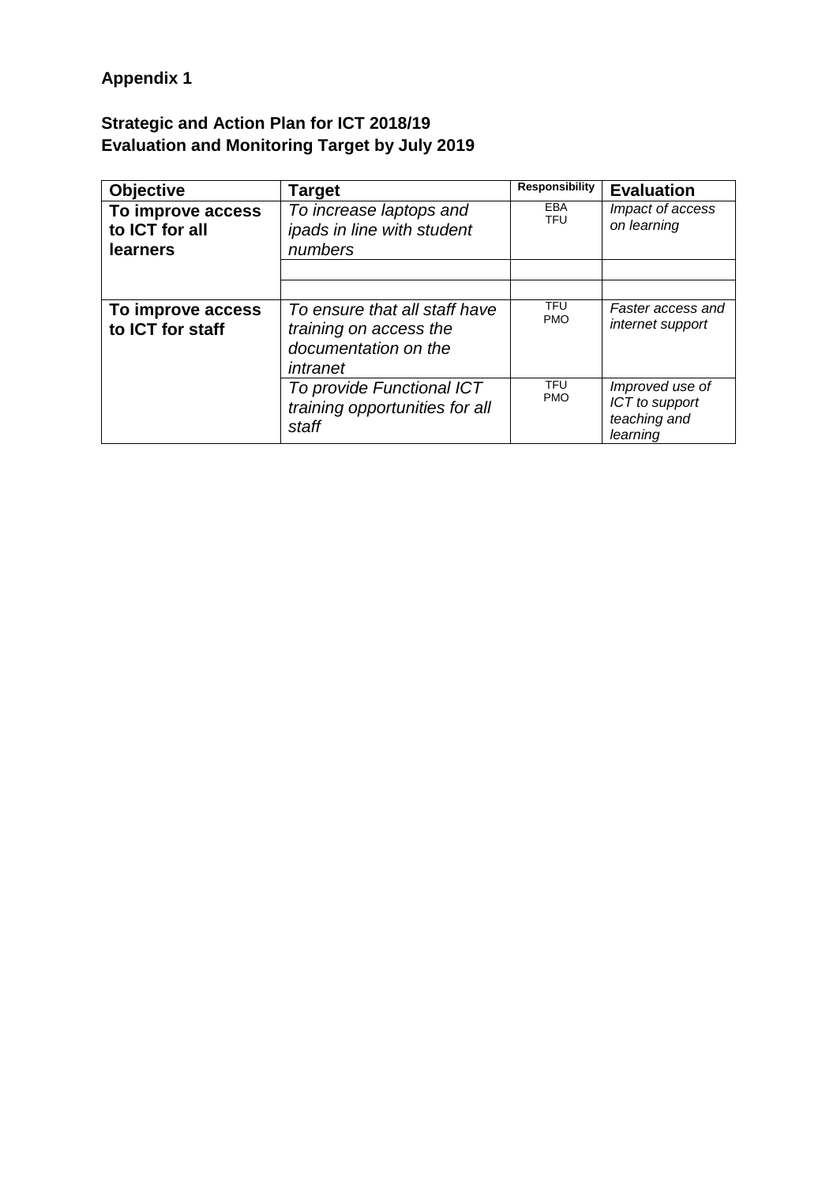**Appendix 1**

**Strategic and Action Plan for ICT 2018/19**
**Evaluation and Monitoring Target by July 2019**

| Objective | Target | Responsibility | Evaluation |
|---|---|---|---|
| **To improve access to ICT for all learners** | *To increase laptops and ipads in line with student numbers* | EBA<br>TFU | *Impact of access on learning* |
| | | | |
| | | | |
| **To improve access to ICT for staff** | *To ensure that all staff have training on access the documentation on the intranet* | TFU<br>PMO | *Faster access and internet support* |
| | *To provide Functional ICT training opportunities for all staff* | TFU<br>PMO | *Improved use of ICT to support teaching and learning* |